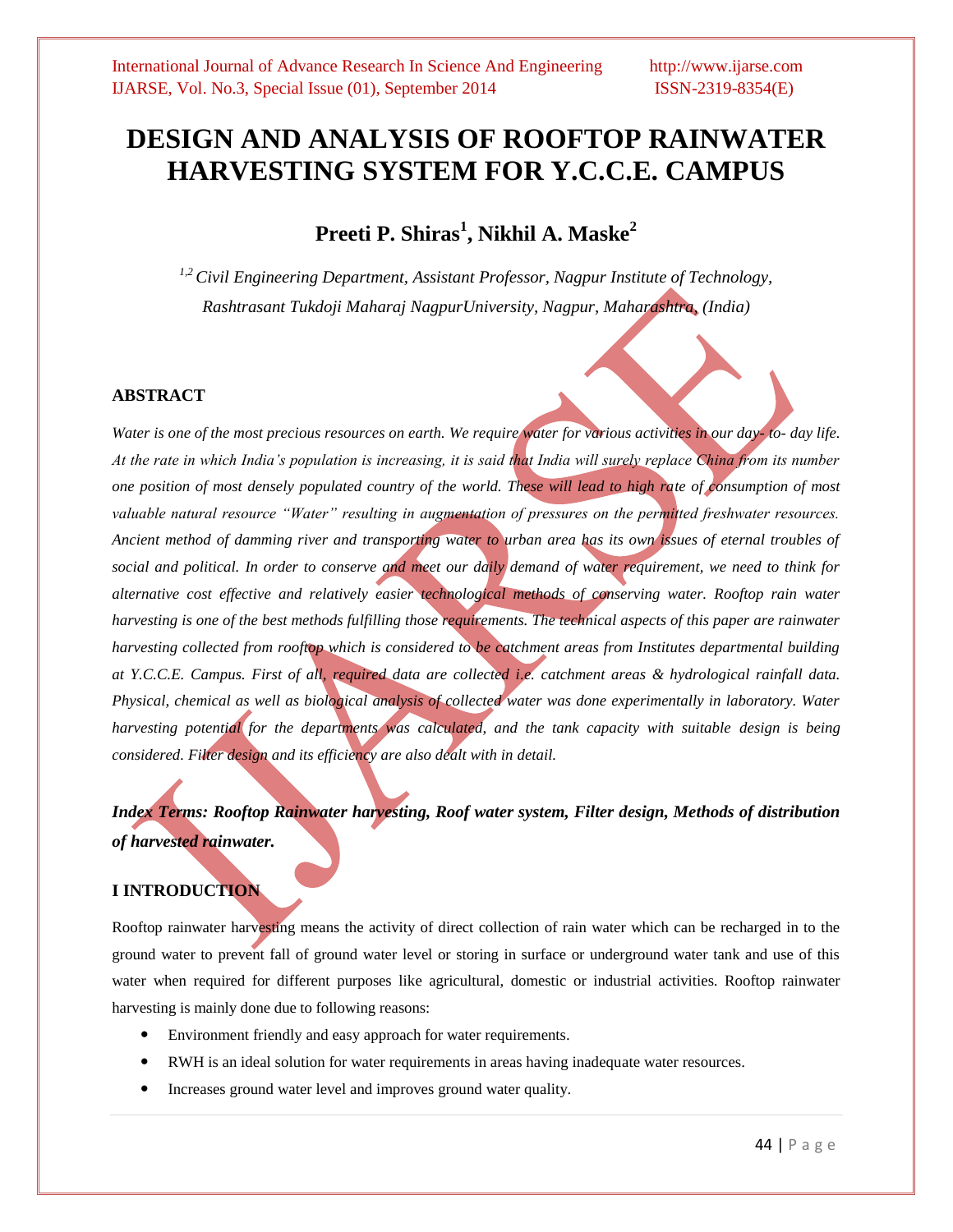# DESIGN AND ANALYSIS OF ROOFTOP RAINWATER HARVESTING SYSTEM FOR Y.C.C.E. CAMPUS

**Preeti P. Shiras[1], Nikhil A. Maske[2]**

*[1,2] Civil Engineering Department, Assistant Professor, Nagpur Institute of Technology, Rashtrasant Tukdoji Maharaj NagpurUniversity, Nagpur, Maharashtra, (India)*

## ABSTRACT

*Water is one of the most precious resources on earth. We require water for various activities in our day- to- day life. At the rate in which India's population is increasing, it is said that India will surely replace China from its number one position of most densely populated country of the world. These will lead to high rate of consumption of most valuable natural resource "Water" resulting in augmentation of pressures on the permitted freshwater resources. Ancient method of damming river and transporting water to urban area has its own issues of eternal troubles of social and political. In order to conserve and meet our daily demand of water requirement, we need to think for alternative cost effective and relatively easier technological methods of conserving water. Rooftop rain water harvesting is one of the best methods fulfilling those requirements. The technical aspects of this paper are rainwater harvesting collected from rooftop which is considered to be catchment areas from Institutes departmental building at Y.C.C.E. Campus. First of all, required data are collected i.e. catchment areas & hydrological rainfall data. Physical, chemical as well as biological analysis of collected water was done experimentally in laboratory. Water harvesting potential for the departments was calculated, and the tank capacity with suitable design is being considered. Filter design and its efficiency are also dealt with in detail.*

***Index Terms: Rooftop Rainwater harvesting, Roof water system, Filter design, Methods of distribution of harvested rainwater.***

## I INTRODUCTION

Rooftop rainwater harvesting means the activity of direct collection of rain water which can be recharged in to the ground water to prevent fall of ground water level or storing in surface or underground water tank and use of this water when required for different purposes like agricultural, domestic or industrial activities. Rooftop rainwater harvesting is mainly done due to following reasons:

- Environment friendly and easy approach for water requirements.
- RWH is an ideal solution for water requirements in areas having inadequate water resources.
- Increases ground water level and improves ground water quality.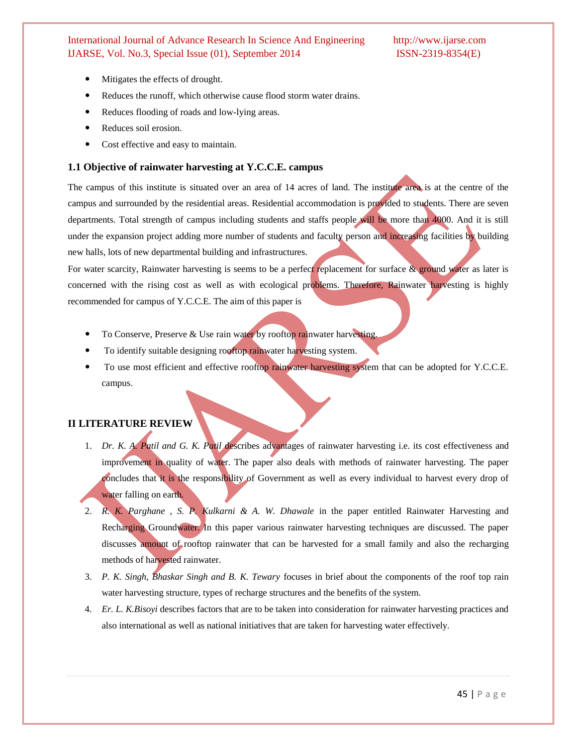- Mitigates the effects of drought.
- Reduces the runoff, which otherwise cause flood storm water drains.
- Reduces flooding of roads and low-lying areas.
- Reduces soil erosion.
- Cost effective and easy to maintain.

### 1.1 Objective of rainwater harvesting at Y.C.C.E. campus

The campus of this institute is situated over an area of 14 acres of land. The institute area is at the centre of the campus and surrounded by the residential areas. Residential accommodation is provided to students. There are seven departments. Total strength of campus including students and staffs people will be more than 4000. And it is still under the expansion project adding more number of students and faculty person and increasing facilities by building new halls, lots of new departmental building and infrastructures.

For water scarcity, Rainwater harvesting is seems to be a perfect replacement for surface & ground water as later is concerned with the rising cost as well as with ecological problems. Therefore, Rainwater harvesting is highly recommended for campus of Y.C.C.E. The aim of this paper is

- To Conserve, Preserve & Use rain water by rooftop rainwater harvesting.
- To identify suitable designing rooftop rainwater harvesting system.
- To use most efficient and effective rooftop rainwater harvesting system that can be adopted for Y.C.C.E. campus.

## II LITERATURE REVIEW

1. *Dr. K. A. Patil and G. K. Patil* describes advantages of rainwater harvesting i.e. its cost effectiveness and improvement in quality of water. The paper also deals with methods of rainwater harvesting. The paper concludes that it is the responsibility of Government as well as every individual to harvest every drop of water falling on earth.
2. *R. K. Parghane , S. P. Kulkarni & A. W. Dhawale* in the paper entitled Rainwater Harvesting and Recharging Groundwater. In this paper various rainwater harvesting techniques are discussed. The paper discusses amount of rooftop rainwater that can be harvested for a small family and also the recharging methods of harvested rainwater.
3. *P. K. Singh, Bhaskar Singh and B. K. Tewary* focuses in brief about the components of the roof top rain water harvesting structure, types of recharge structures and the benefits of the system.
4. *Er. L. K.Bisoyi* describes factors that are to be taken into consideration for rainwater harvesting practices and also international as well as national initiatives that are taken for harvesting water effectively.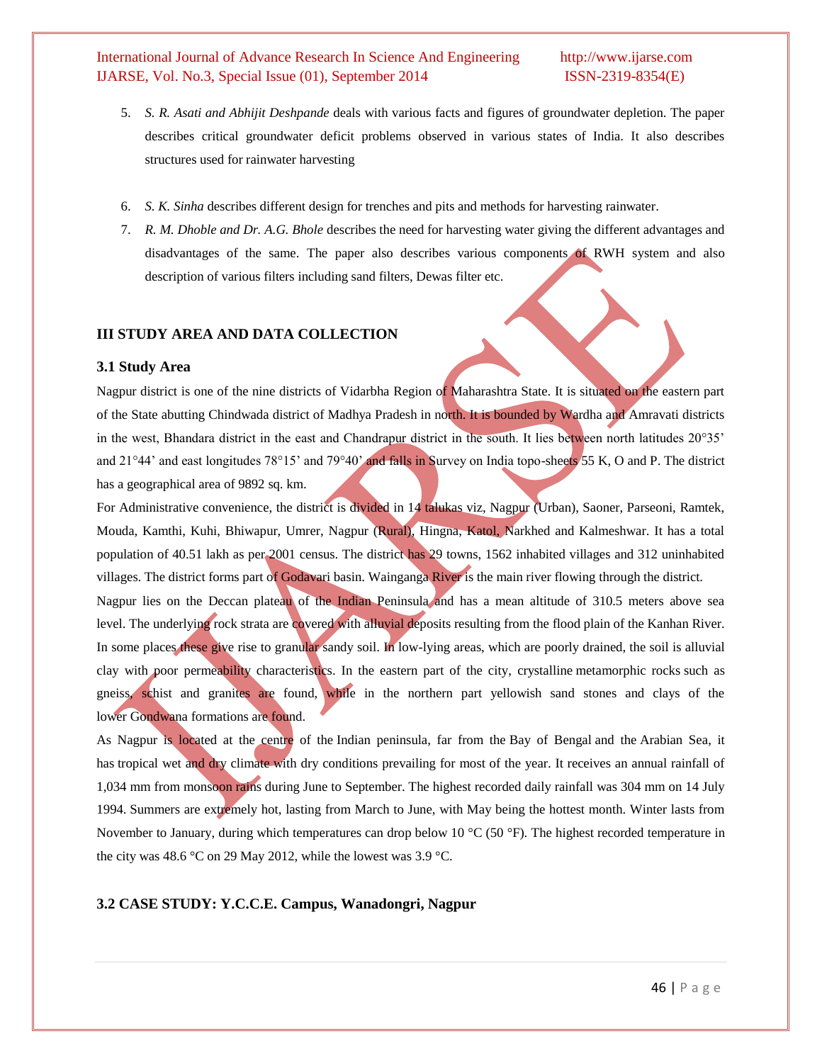5. *S. R. Asati and Abhijit Deshpande* deals with various facts and figures of groundwater depletion. The paper describes critical groundwater deficit problems observed in various states of India. It also describes structures used for rainwater harvesting

6. *S. K. Sinha* describes different design for trenches and pits and methods for harvesting rainwater.
7. *R. M. Dhoble and Dr. A.G. Bhole* describes the need for harvesting water giving the different advantages and disadvantages of the same. The paper also describes various components of RWH system and also description of various filters including sand filters, Dewas filter etc.

## III STUDY AREA AND DATA COLLECTION

### 3.1 Study Area

Nagpur district is one of the nine districts of Vidarbha Region of Maharashtra State. It is situated on the eastern part of the State abutting Chindwada district of Madhya Pradesh in north. It is bounded by Wardha and Amravati districts in the west, Bhandara district in the east and Chandrapur district in the south. It lies between north latitudes 20°35' and 21°44' and east longitudes 78°15' and 79°40' and falls in Survey on India topo-sheets 55 K, O and P. The district has a geographical area of 9892 sq. km.

For Administrative convenience, the district is divided in 14 talukas viz, Nagpur (Urban), Saoner, Parseoni, Ramtek, Mouda, Kamthi, Kuhi, Bhiwapur, Umrer, Nagpur (Rural), Hingna, Katol, Narkhed and Kalmeshwar. It has a total population of 40.51 lakh as per 2001 census. The district has 29 towns, 1562 inhabited villages and 312 uninhabited villages. The district forms part of Godavari basin. Wainganga River is the main river flowing through the district.

Nagpur lies on the Deccan plateau of the Indian Peninsula and has a mean altitude of 310.5 meters above sea level. The underlying rock strata are covered with alluvial deposits resulting from the flood plain of the Kanhan River. In some places these give rise to granular sandy soil. In low-lying areas, which are poorly drained, the soil is alluvial clay with poor permeability characteristics. In the eastern part of the city, crystalline metamorphic rocks such as gneiss, schist and granites are found, while in the northern part yellowish sand stones and clays of the lower Gondwana formations are found.

As Nagpur is located at the centre of the Indian peninsula, far from the Bay of Bengal and the Arabian Sea, it has tropical wet and dry climate with dry conditions prevailing for most of the year. It receives an annual rainfall of 1,034 mm from monsoon rains during June to September. The highest recorded daily rainfall was 304 mm on 14 July 1994. Summers are extremely hot, lasting from March to June, with May being the hottest month. Winter lasts from November to January, during which temperatures can drop below 10 °C (50 °F). The highest recorded temperature in the city was 48.6 °C on 29 May 2012, while the lowest was 3.9 °C.

### 3.2 CASE STUDY: Y.C.C.E. Campus, Wanadongri, Nagpur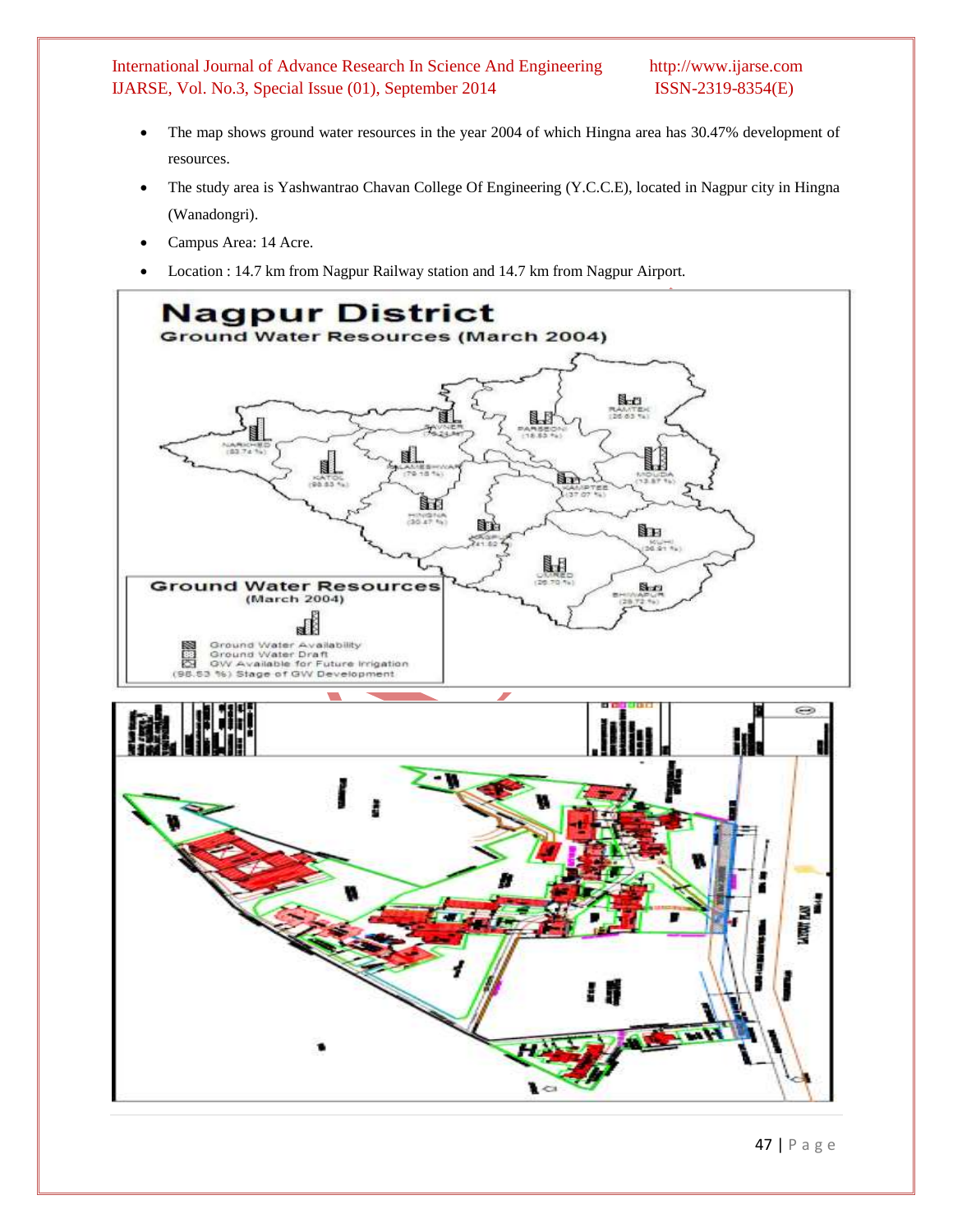- The map shows ground water resources in the year 2004 of which Hingna area has 30.47% development of resources.
- The study area is Yashwantrao Chavan College Of Engineering (Y.C.C.E), located in Nagpur city in Hingna (Wanadongri).
- Campus Area: 14 Acre.
- Location : 14.7 km from Nagpur Railway station and 14.7 km from Nagpur Airport.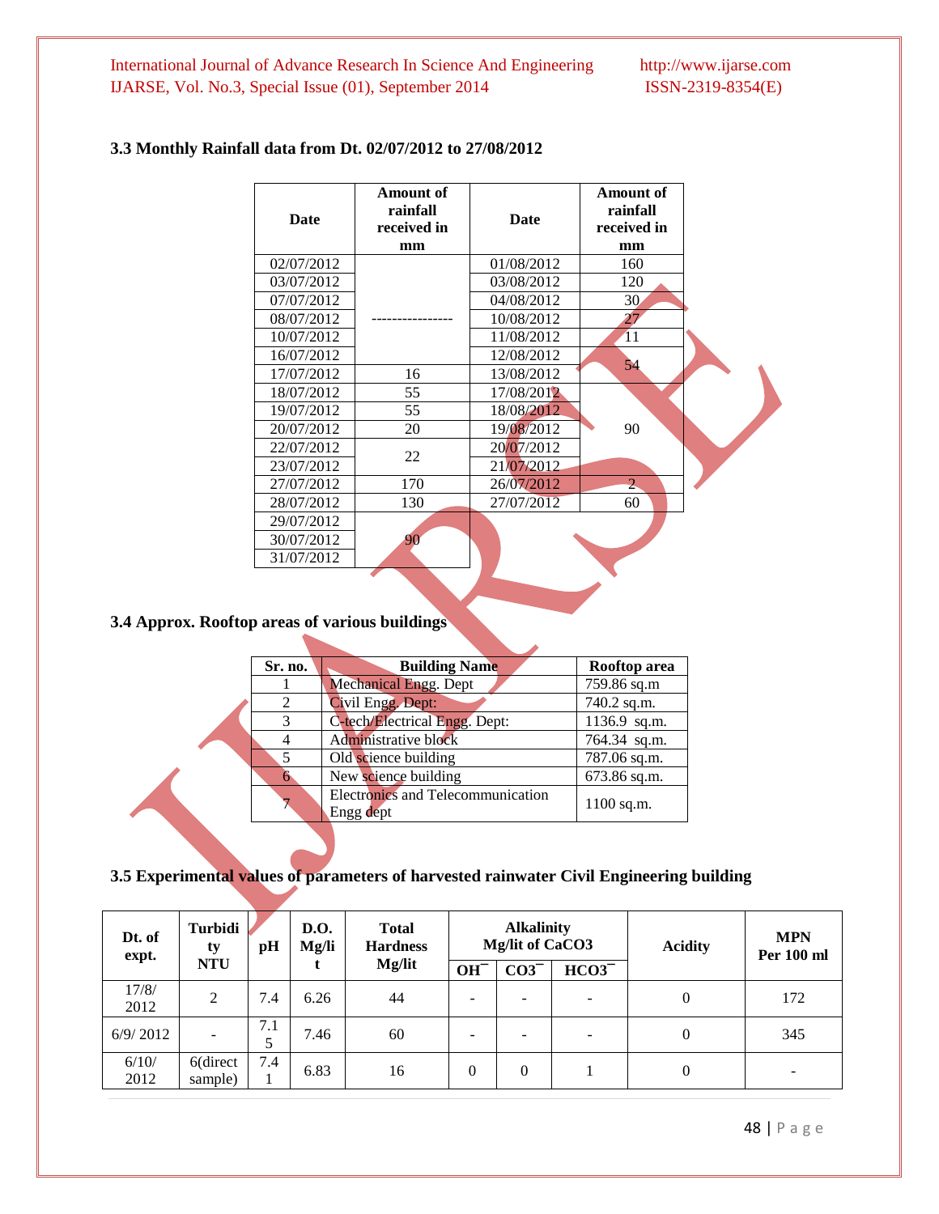### 3.3 Monthly Rainfall data from Dt. 02/07/2012 to 27/08/2012

| Date | Amount of rainfall received in mm | Date | Amount of rainfall received in mm |
|---|---|---|---|
| 02/07/2012 | ---------------- | 01/08/2012 | 160 |
| 03/07/2012 | | 03/08/2012 | 120 |
| 07/07/2012 | | 04/08/2012 | 30 |
| 08/07/2012 | | 10/08/2012 | 27 |
| 10/07/2012 | | 11/08/2012 | 11 |
| 16/07/2012 | | 12/08/2012 | 54 |
| 17/07/2012 | 16 | 13/08/2012 | |
| 18/07/2012 | 55 | 17/08/2012 | 90 |
| 19/07/2012 | 55 | 18/08/2012 | |
| 20/07/2012 | 20 | 19/08/2012 | |
| 22/07/2012 | 22 | 20/07/2012 | |
| 23/07/2012 | | 21/07/2012 | |
| 27/07/2012 | 170 | 26/07/2012 | 2 |
| 28/07/2012 | 130 | 27/07/2012 | 60 |
| 29/07/2012 | 90 | | |
| 30/07/2012 | | | |
| 31/07/2012 | | | |

### 3.4 Approx. Rooftop areas of various buildings

| Sr. no. | Building Name | Rooftop area |
|---|---|---|
| 1 | Mechanical Engg. Dept | 759.86 sq.m |
| 2 | Civil Engg. Dept: | 740.2 sq.m. |
| 3 | C-tech/Electrical Engg. Dept: | 1136.9 sq.m. |
| 4 | Administrative block | 764.34 sq.m. |
| 5 | Old science building | 787.06 sq.m. |
| 6 | New science building | 673.86 sq.m. |
| 7 | Electronics and Telecommunication Engg dept | 1100 sq.m. |

### 3.5 Experimental values of parameters of harvested rainwater Civil Engineering building

| Dt. of expt. | Turbidity NTU | pH | D.O. Mg/lit | Total Hardness Mg/lit | Alkalinity Mg/lit of $CaCO_3$ | | | Acidity | MPN Per 100 ml |
|---|---|---|---|---|---|---|---|---|---|
| | | | | | $OH^-$ | $CO_3^-$ | $HCO_3^-$ | | |
| 17/8/2012 | 2 | 7.4 | 6.26 | 44 | - | - | - | 0 | 172 |
| 6/9/2012 | - | 7.15 | 7.46 | 60 | - | - | - | 0 | 345 |
| 6/10/2012 | 6(direct sample) | 7.41 | 6.83 | 16 | 0 | 0 | 1 | 0 | - |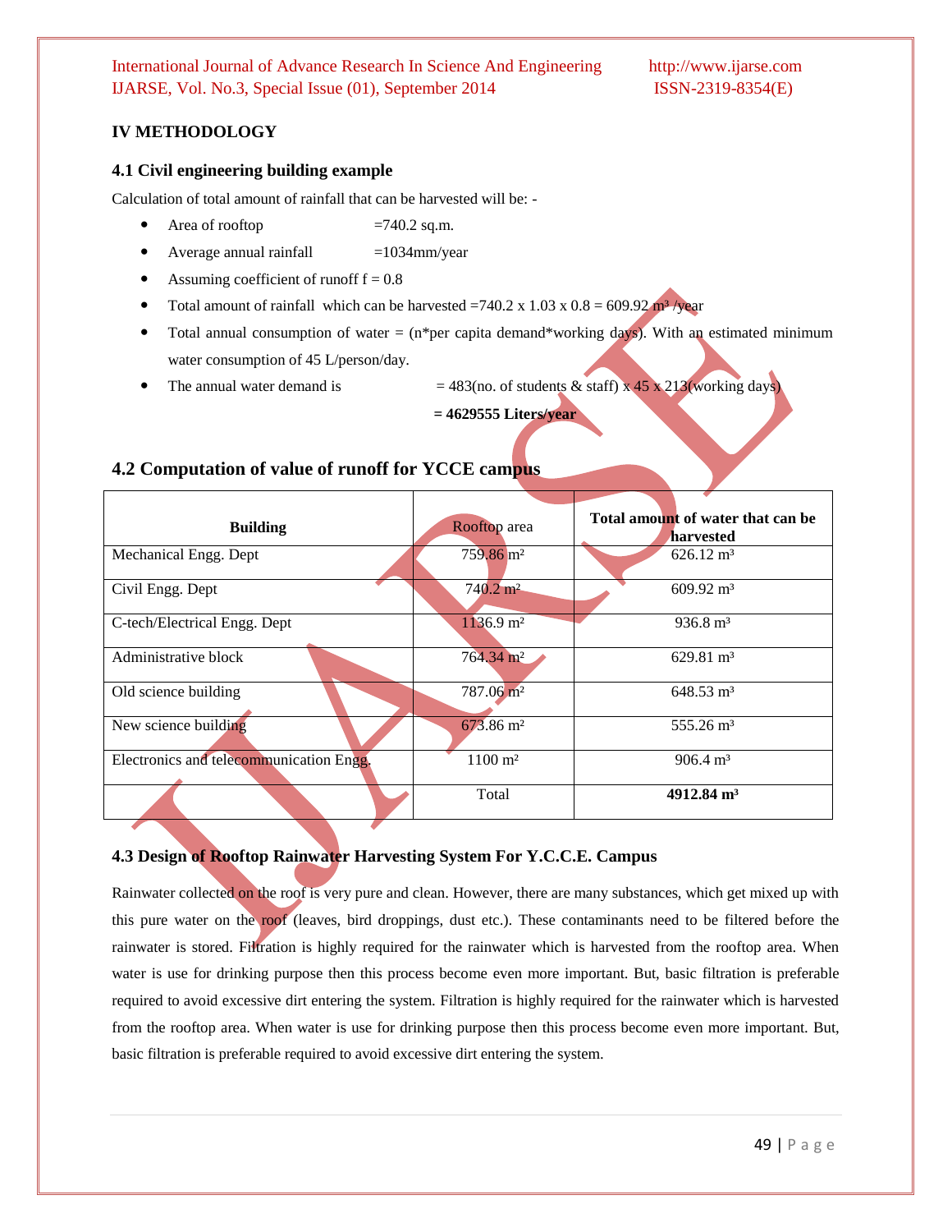## IV METHODOLOGY

### 4.1 Civil engineering building example

Calculation of total amount of rainfall that can be harvested will be: -

- Area of rooftop =740.2 sq.m.
- Average annual rainfall =1034mm/year
- Assuming coefficient of runoff f = 0.8
- Total amount of rainfall which can be harvested =740.2 x 1.03 x 0.8 = 609.92 m³ /year
- Total annual consumption of water = (n*per capita demand*working days). With an estimated minimum water consumption of 45 L/person/day.
- The annual water demand is = 483(no. of students & staff) x 45 x 213(working days)

  **= 4629555 Liters/year**

### 4.2 Computation of value of runoff for YCCE campus

| Building | Rooftop area | Total amount of water that can be harvested |
|---|---|---|
| Mechanical Engg. Dept | 759.86 m² | 626.12 m³ |
| Civil Engg. Dept | 740.2 m² | 609.92 m³ |
| C-tech/Electrical Engg. Dept | 1136.9 m² | 936.8 m³ |
| Administrative block | 764.34 m² | 629.81 m³ |
| Old science building | 787.06 m² | 648.53 m³ |
| New science building | 673.86 m² | 555.26 m³ |
| Electronics and telecommunication Engg. | 1100 m² | 906.4 m³ |
| | Total | **4912.84 m³** |

### 4.3 Design of Rooftop Rainwater Harvesting System For Y.C.C.E. Campus

Rainwater collected on the roof is very pure and clean. However, there are many substances, which get mixed up with this pure water on the roof (leaves, bird droppings, dust etc.). These contaminants need to be filtered before the rainwater is stored. Filtration is highly required for the rainwater which is harvested from the rooftop area. When water is use for drinking purpose then this process become even more important. But, basic filtration is preferable required to avoid excessive dirt entering the system. Filtration is highly required for the rainwater which is harvested from the rooftop area. When water is use for drinking purpose then this process become even more important. But, basic filtration is preferable required to avoid excessive dirt entering the system.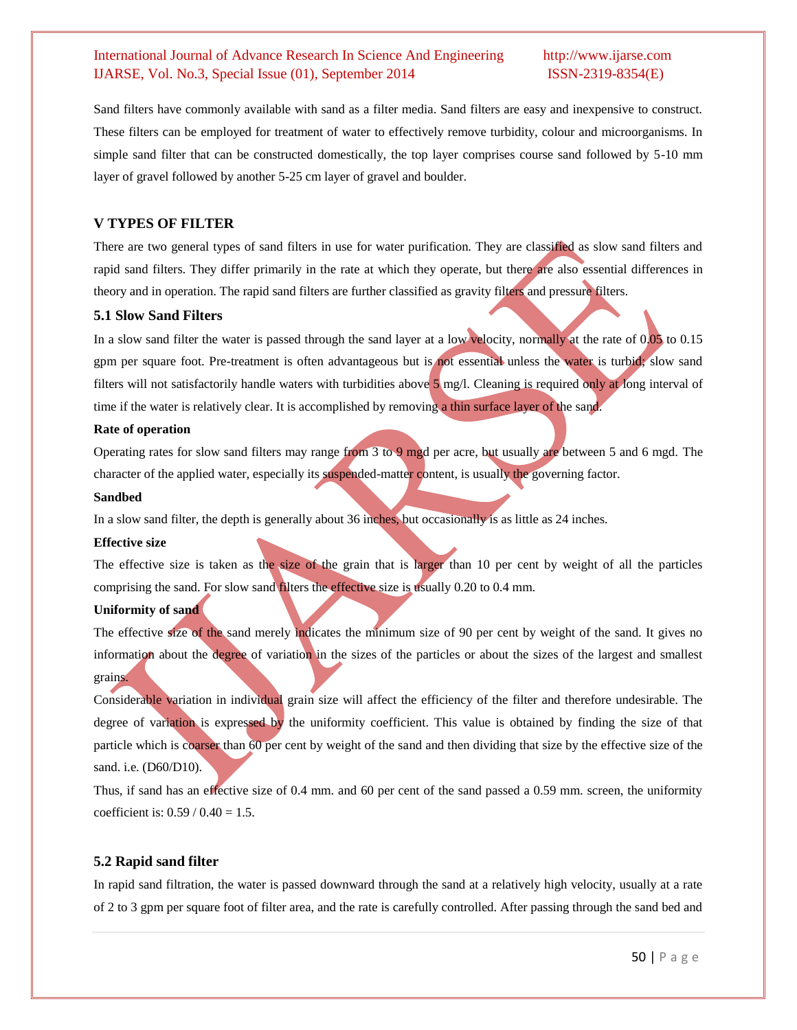Sand filters have commonly available with sand as a filter media. Sand filters are easy and inexpensive to construct. These filters can be employed for treatment of water to effectively remove turbidity, colour and microorganisms. In simple sand filter that can be constructed domestically, the top layer comprises course sand followed by 5-10 mm layer of gravel followed by another 5-25 cm layer of gravel and boulder.

## V TYPES OF FILTER

There are two general types of sand filters in use for water purification. They are classified as slow sand filters and rapid sand filters. They differ primarily in the rate at which they operate, but there are also essential differences in theory and in operation. The rapid sand filters are further classified as gravity filters and pressure filters.

### 5.1 Slow Sand Filters

In a slow sand filter the water is passed through the sand layer at a low velocity, normally at the rate of 0.05 to 0.15 gpm per square foot. Pre-treatment is often advantageous but is not essential unless the water is turbid; slow sand filters will not satisfactorily handle waters with turbidities above 5 mg/l. Cleaning is required only at long interval of time if the water is relatively clear. It is accomplished by removing a thin surface layer of the sand.

**Rate of operation**

Operating rates for slow sand filters may range from 3 to 9 mgd per acre, but usually are between 5 and 6 mgd. The character of the applied water, especially its suspended-matter content, is usually the governing factor.

**Sandbed**

In a slow sand filter, the depth is generally about 36 inches, but occasionally is as little as 24 inches.

**Effective size**

The effective size is taken as the size of the grain that is larger than 10 per cent by weight of all the particles comprising the sand. For slow sand filters the effective size is usually 0.20 to 0.4 mm.

**Uniformity of sand**

The effective size of the sand merely indicates the minimum size of 90 per cent by weight of the sand. It gives no information about the degree of variation in the sizes of the particles or about the sizes of the largest and smallest grains.

Considerable variation in individual grain size will affect the efficiency of the filter and therefore undesirable. The degree of variation is expressed by the uniformity coefficient. This value is obtained by finding the size of that particle which is coarser than 60 per cent by weight of the sand and then dividing that size by the effective size of the sand. i.e. ($D_{60}/D_{10}$).

Thus, if sand has an effective size of 0.4 mm. and 60 per cent of the sand passed a 0.59 mm. screen, the uniformity coefficient is: $0.59 / 0.40 = 1.5$.

### 5.2 Rapid sand filter

In rapid sand filtration, the water is passed downward through the sand at a relatively high velocity, usually at a rate of 2 to 3 gpm per square foot of filter area, and the rate is carefully controlled. After passing through the sand bed and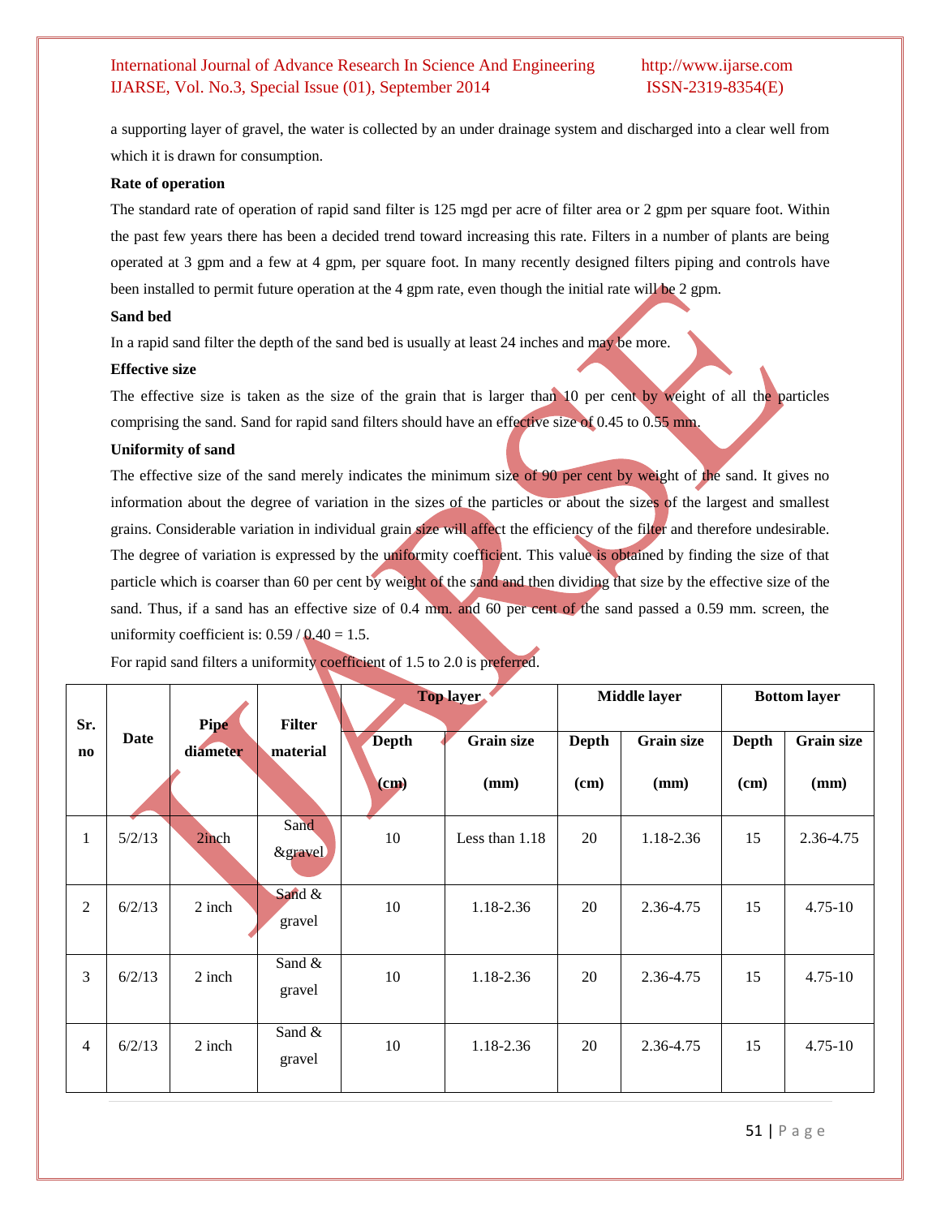a supporting layer of gravel, the water is collected by an under drainage system and discharged into a clear well from which it is drawn for consumption.

**Rate of operation**

The standard rate of operation of rapid sand filter is 125 mgd per acre of filter area or 2 gpm per square foot. Within the past few years there has been a decided trend toward increasing this rate. Filters in a number of plants are being operated at 3 gpm and a few at 4 gpm, per square foot. In many recently designed filters piping and controls have been installed to permit future operation at the 4 gpm rate, even though the initial rate will be 2 gpm.

**Sand bed**

In a rapid sand filter the depth of the sand bed is usually at least 24 inches and may be more.

**Effective size**

The effective size is taken as the size of the grain that is larger than 10 per cent by weight of all the particles comprising the sand. Sand for rapid sand filters should have an effective size of 0.45 to 0.55 mm.

**Uniformity of sand**

The effective size of the sand merely indicates the minimum size of 90 per cent by weight of the sand. It gives no information about the degree of variation in the sizes of the particles or about the sizes of the largest and smallest grains. Considerable variation in individual grain size will affect the efficiency of the filter and therefore undesirable. The degree of variation is expressed by the uniformity coefficient. This value is obtained by finding the size of that particle which is coarser than 60 per cent by weight of the sand and then dividing that size by the effective size of the sand. Thus, if a sand has an effective size of 0.4 mm. and 60 per cent of the sand passed a 0.59 mm. screen, the uniformity coefficient is: 0.59 / 0.40 = 1.5.

For rapid sand filters a uniformity coefficient of 1.5 to 2.0 is preferred.

| Sr. no | Date | Pipe diameter | Filter material | Top layer | | Middle layer | | Bottom layer | |
|---|---|---|---|---|---|---|---|---|---|
| | | | | Depth (cm) | Grain size (mm) | Depth (cm) | Grain size (mm) | Depth (cm) | Grain size (mm) |
| 1 | 5/2/13 | 2inch | Sand &gravel | 10 | Less than 1.18 | 20 | 1.18-2.36 | 15 | 2.36-4.75 |
| 2 | 6/2/13 | 2 inch | Sand & gravel | 10 | 1.18-2.36 | 20 | 2.36-4.75 | 15 | 4.75-10 |
| 3 | 6/2/13 | 2 inch | Sand & gravel | 10 | 1.18-2.36 | 20 | 2.36-4.75 | 15 | 4.75-10 |
| 4 | 6/2/13 | 2 inch | Sand & gravel | 10 | 1.18-2.36 | 20 | 2.36-4.75 | 15 | 4.75-10 |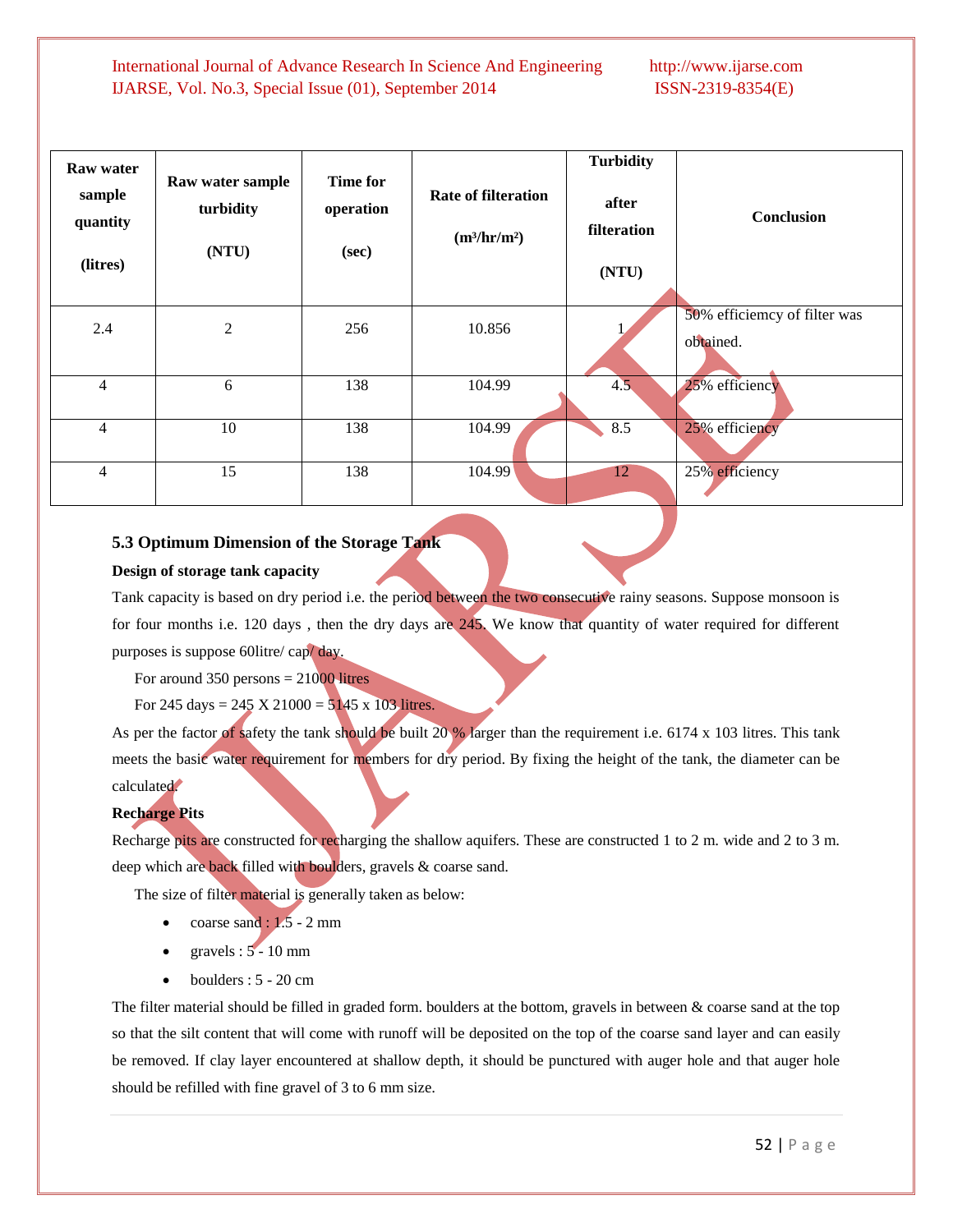| Raw water sample quantity (litres) | Raw water sample turbidity (NTU) | Time for operation (sec) | Rate of filteration ($m^3/hr/m^2$) | Turbidity after filteration (NTU) | Conclusion |
|---|---|---|---|---|---|
| 2.4 | 2 | 256 | 10.856 | 1 | 50% efficiemcy of filter was obtained. |
| 4 | 6 | 138 | 104.99 | 4.5 | 25% efficiency |
| 4 | 10 | 138 | 104.99 | 8.5 | 25% efficiency |
| 4 | 15 | 138 | 104.99 | 12 | 25% efficiency |

### 5.3 Optimum Dimension of the Storage Tank

**Design of storage tank capacity**

Tank capacity is based on dry period i.e. the period between the two consecutive rainy seasons. Suppose monsoon is for four months i.e. 120 days , then the dry days are 245. We know that quantity of water required for different purposes is suppose 60litre/ cap/ day.

For around 350 persons = 21000 litres

For 245 days = 245 X 21000 = 5145 x 103 litres.

As per the factor of safety the tank should be built 20 % larger than the requirement i.e. 6174 x 103 litres. This tank meets the basic water requirement for members for dry period. By fixing the height of the tank, the diameter can be calculated.

**Recharge Pits**

Recharge pits are constructed for recharging the shallow aquifers. These are constructed 1 to 2 m. wide and 2 to 3 m. deep which are back filled with boulders, gravels & coarse sand.

The size of filter material is generally taken as below:

- coarse sand : 1.5 - 2 mm
- gravels : 5 - 10 mm
- boulders : 5 - 20 cm

The filter material should be filled in graded form. boulders at the bottom, gravels in between & coarse sand at the top so that the silt content that will come with runoff will be deposited on the top of the coarse sand layer and can easily be removed. If clay layer encountered at shallow depth, it should be punctured with auger hole and that auger hole should be refilled with fine gravel of 3 to 6 mm size.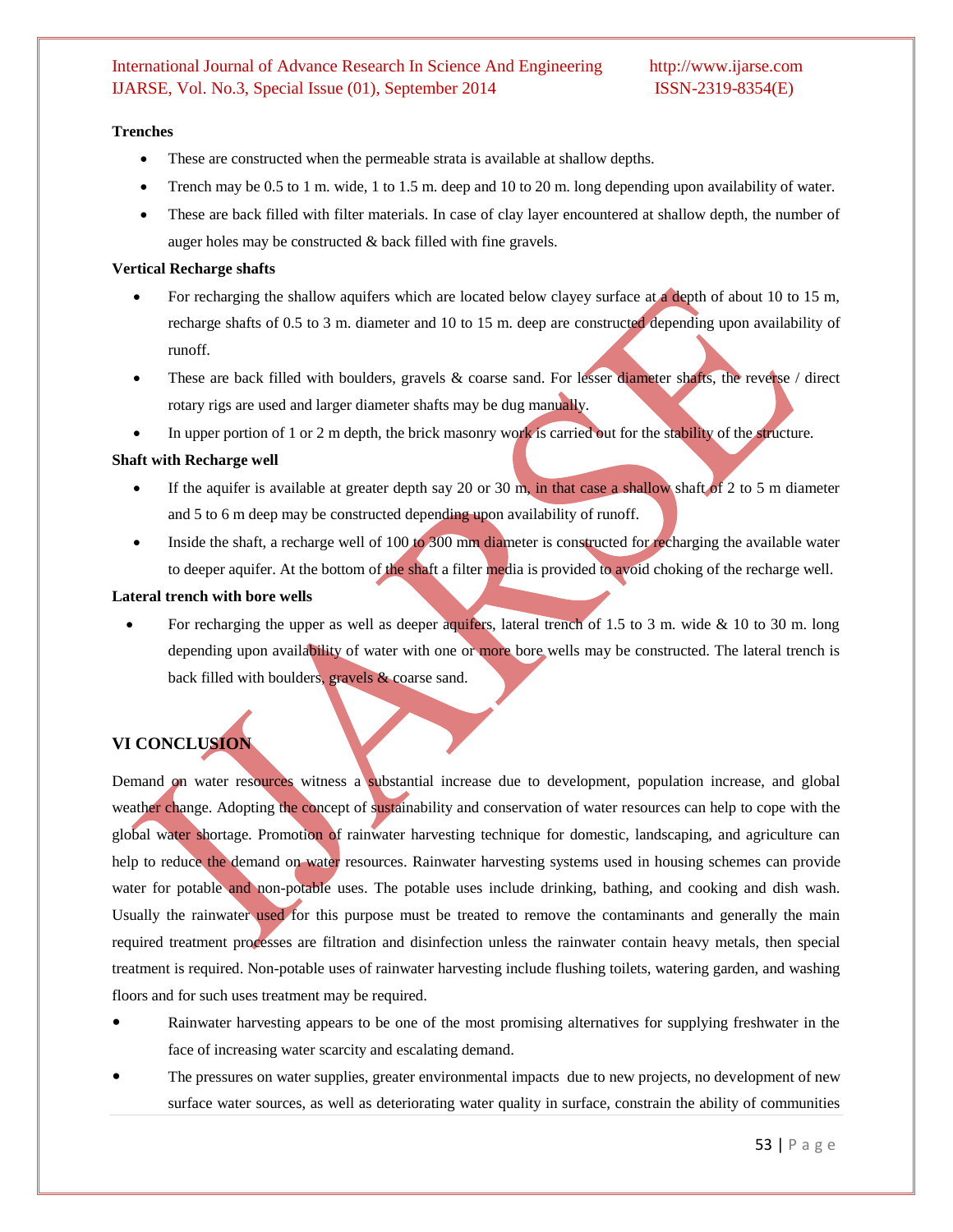**Trenches**

- These are constructed when the permeable strata is available at shallow depths.
- Trench may be 0.5 to 1 m. wide, 1 to 1.5 m. deep and 10 to 20 m. long depending upon availability of water.
- These are back filled with filter materials. In case of clay layer encountered at shallow depth, the number of auger holes may be constructed & back filled with fine gravels.

**Vertical Recharge shafts**

- For recharging the shallow aquifers which are located below clayey surface at a depth of about 10 to 15 m, recharge shafts of 0.5 to 3 m. diameter and 10 to 15 m. deep are constructed depending upon availability of runoff.
- These are back filled with boulders, gravels & coarse sand. For lesser diameter shafts, the reverse / direct rotary rigs are used and larger diameter shafts may be dug manually.
- In upper portion of 1 or 2 m depth, the brick masonry work is carried out for the stability of the structure.

**Shaft with Recharge well**

- If the aquifer is available at greater depth say 20 or 30 m, in that case a shallow shaft of 2 to 5 m diameter and 5 to 6 m deep may be constructed depending upon availability of runoff.
- Inside the shaft, a recharge well of 100 to 300 mm diameter is constructed for recharging the available water to deeper aquifer. At the bottom of the shaft a filter media is provided to avoid choking of the recharge well.

**Lateral trench with bore wells**

- For recharging the upper as well as deeper aquifers, lateral trench of 1.5 to 3 m. wide & 10 to 30 m. long depending upon availability of water with one or more bore wells may be constructed. The lateral trench is back filled with boulders, gravels & coarse sand.

## VI CONCLUSION

Demand on water resources witness a substantial increase due to development, population increase, and global weather change. Adopting the concept of sustainability and conservation of water resources can help to cope with the global water shortage. Promotion of rainwater harvesting technique for domestic, landscaping, and agriculture can help to reduce the demand on water resources. Rainwater harvesting systems used in housing schemes can provide water for potable and non-potable uses. The potable uses include drinking, bathing, and cooking and dish wash. Usually the rainwater used for this purpose must be treated to remove the contaminants and generally the main required treatment processes are filtration and disinfection unless the rainwater contain heavy metals, then special treatment is required. Non-potable uses of rainwater harvesting include flushing toilets, watering garden, and washing floors and for such uses treatment may be required.

- Rainwater harvesting appears to be one of the most promising alternatives for supplying freshwater in the face of increasing water scarcity and escalating demand.
- The pressures on water supplies, greater environmental impacts due to new projects, no development of new surface water sources, as well as deteriorating water quality in surface, constrain the ability of communities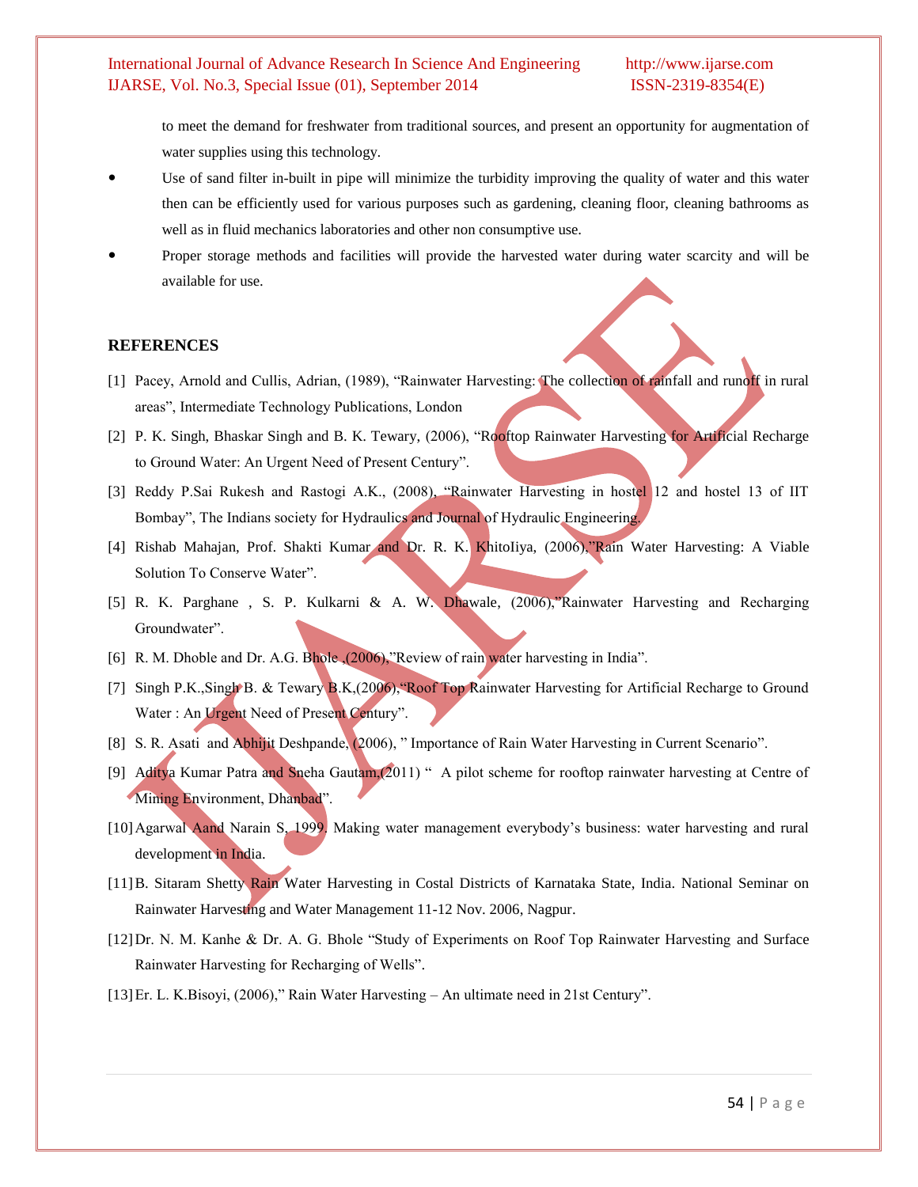to meet the demand for freshwater from traditional sources, and present an opportunity for augmentation of water supplies using this technology.

- Use of sand filter in-built in pipe will minimize the turbidity improving the quality of water and this water then can be efficiently used for various purposes such as gardening, cleaning floor, cleaning bathrooms as well as in fluid mechanics laboratories and other non consumptive use.
- Proper storage methods and facilities will provide the harvested water during water scarcity and will be available for use.

## REFERENCES

[1] Pacey, Arnold and Cullis, Adrian, (1989), "Rainwater Harvesting: The collection of rainfall and runoff in rural areas", Intermediate Technology Publications, London

[2] P. K. Singh, Bhaskar Singh and B. K. Tewary, (2006), "Rooftop Rainwater Harvesting for Artificial Recharge to Ground Water: An Urgent Need of Present Century".

[3] Reddy P.Sai Rukesh and Rastogi A.K., (2008), "Rainwater Harvesting in hostel 12 and hostel 13 of IIT Bombay", The Indians society for Hydraulics and Journal of Hydraulic Engineering.

[4] Rishab Mahajan, Prof. Shakti Kumar and Dr. R. K. KhitoIiya, (2006),"Rain Water Harvesting: A Viable Solution To Conserve Water".

[5] R. K. Parghane , S. P. Kulkarni & A. W. Dhawale, (2006),"Rainwater Harvesting and Recharging Groundwater".

[6] R. M. Dhoble and Dr. A.G. Bhole ,(2006),"Review of rain water harvesting in India".

[7] Singh P.K.,Singh B. & Tewary B.K,(2006),"Roof Top Rainwater Harvesting for Artificial Recharge to Ground Water : An Urgent Need of Present Century".

[8] S. R. Asati and Abhijit Deshpande, (2006), " Importance of Rain Water Harvesting in Current Scenario".

[9] Aditya Kumar Patra and Sneha Gautam,(2011) " A pilot scheme for rooftop rainwater harvesting at Centre of Mining Environment, Dhanbad".

[10] Agarwal Aand Narain S, 1999. Making water management everybody's business: water harvesting and rural development in India.

[11] B. Sitaram Shetty Rain Water Harvesting in Costal Districts of Karnataka State, India. National Seminar on Rainwater Harvesting and Water Management 11-12 Nov. 2006, Nagpur.

[12] Dr. N. M. Kanhe & Dr. A. G. Bhole "Study of Experiments on Roof Top Rainwater Harvesting and Surface Rainwater Harvesting for Recharging of Wells".

[13] Er. L. K.Bisoyi, (2006)," Rain Water Harvesting – An ultimate need in 21st Century".